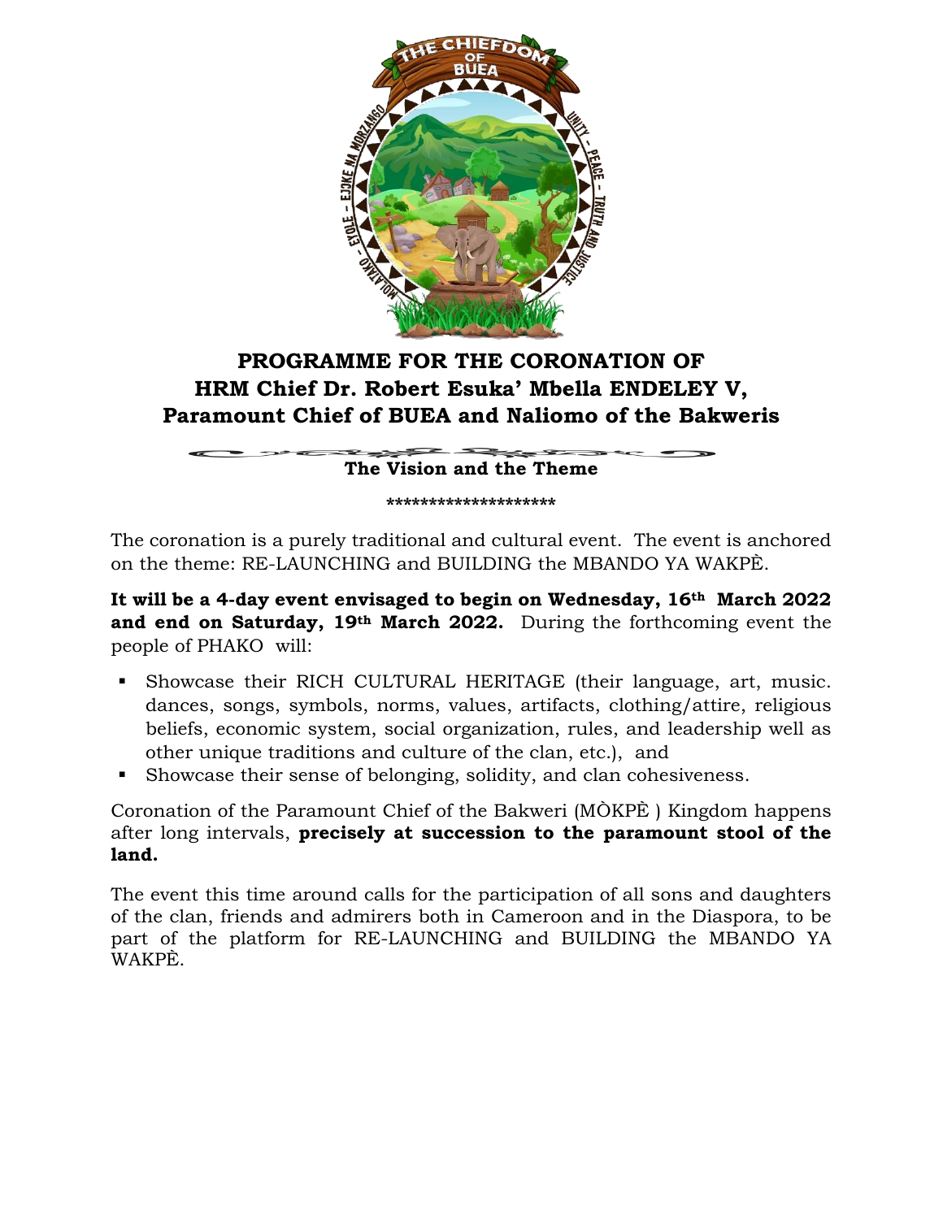# PROGRAMME FOR THE CORONATION OF HRM Chief Dr. Robert Esuka' Mbella ENDELEY V, Paramount Chief of BUEA and Naliomo of the Bakweris

## The Vision and the Theme

********************

The coronation is a purely traditional and cultural event. The event is anchored on the theme: RE-LAUNCHING and BUILDING the MBANDO YA WAKPÈ.

**It will be a 4-day event envisaged to begin on Wednesday, 16th March 2022 and end on Saturday, 19th March 2022.** During the forthcoming event the people of PHAKO will:

- Showcase their RICH CULTURAL HERITAGE (their language, art, music. dances, songs, symbols, norms, values, artifacts, clothing/attire, religious beliefs, economic system, social organization, rules, and leadership well as other unique traditions and culture of the clan, etc.), and
- Showcase their sense of belonging, solidity, and clan cohesiveness.

Coronation of the Paramount Chief of the Bakweri (MÒKPÈ ) Kingdom happens after long intervals, **precisely at succession to the paramount stool of the land.**

The event this time around calls for the participation of all sons and daughters of the clan, friends and admirers both in Cameroon and in the Diaspora, to be part of the platform for RE-LAUNCHING and BUILDING the MBANDO YA WAKPÈ.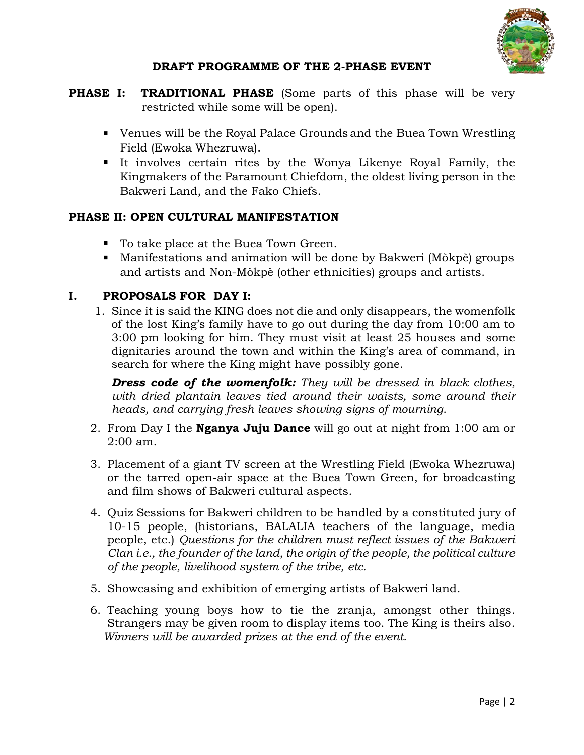## DRAFT PROGRAMME OF THE 2-PHASE EVENT

**PHASE I: TRADITIONAL PHASE** (Some parts of this phase will be very restricted while some will be open).

- Venues will be the Royal Palace Grounds and the Buea Town Wrestling Field (Ewoka Whezruwa).
- It involves certain rites by the Wonya Likenye Royal Family, the Kingmakers of the Paramount Chiefdom, the oldest living person in the Bakweri Land, and the Fako Chiefs.

**PHASE II: OPEN CULTURAL MANIFESTATION**

- To take place at the Buea Town Green.
- Manifestations and animation will be done by Bakweri (Mòkpè) groups and artists and Non-Mòkpè (other ethnicities) groups and artists.

### I. PROPOSALS FOR DAY I:

1. Since it is said the KING does not die and only disappears, the womenfolk of the lost King's family have to go out during the day from 10:00 am to 3:00 pm looking for him. They must visit at least 25 houses and some dignitaries around the town and within the King's area of command, in search for where the King might have possibly gone.

   ***Dress code of the womenfolk:*** *They will be dressed in black clothes, with dried plantain leaves tied around their waists, some around their heads, and carrying fresh leaves showing signs of mourning.*

2. From Day I the **Nganya Juju Dance** will go out at night from 1:00 am or 2:00 am.

3. Placement of a giant TV screen at the Wrestling Field (Ewoka Whezruwa) or the tarred open-air space at the Buea Town Green, for broadcasting and film shows of Bakweri cultural aspects.

4. Quiz Sessions for Bakweri children to be handled by a constituted jury of 10-15 people, (historians, BALALIA teachers of the language, media people, etc.) *Questions for the children must reflect issues of the Bakweri Clan i.e., the founder of the land, the origin of the people, the political culture of the people, livelihood system of the tribe, etc.*

5. Showcasing and exhibition of emerging artists of Bakweri land.

6. Teaching young boys how to tie the zranja, amongst other things. Strangers may be given room to display items too. The King is theirs also. *Winners will be awarded prizes at the end of the event.*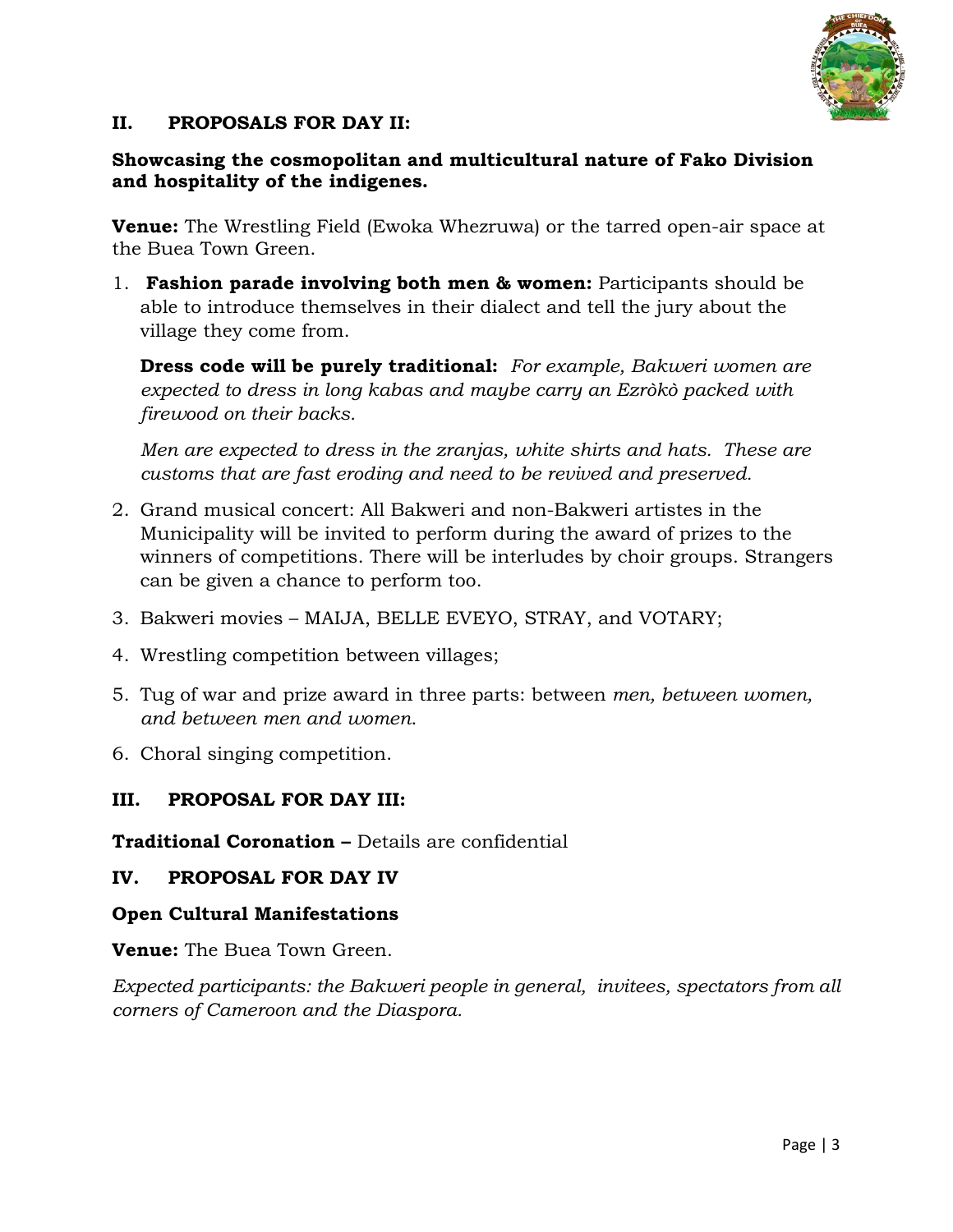## II. PROPOSALS FOR DAY II:

**Showcasing the cosmopolitan and multicultural nature of Fako Division and hospitality of the indigenes.**

**Venue:** The Wrestling Field (Ewoka Whezruwa) or the tarred open-air space at the Buea Town Green.

1. **Fashion parade involving both men & women:** Participants should be able to introduce themselves in their dialect and tell the jury about the village they come from.

   **Dress code will be purely traditional:** *For example, Bakweri women are expected to dress in long kabas and maybe carry an Ezròkò packed with firewood on their backs.*

   *Men are expected to dress in the zranjas, white shirts and hats. These are customs that are fast eroding and need to be revived and preserved.*

2. Grand musical concert: All Bakweri and non-Bakweri artistes in the Municipality will be invited to perform during the award of prizes to the winners of competitions. There will be interludes by choir groups. Strangers can be given a chance to perform too.
3. Bakweri movies – MAIJA, BELLE EVEYO, STRAY, and VOTARY;
4. Wrestling competition between villages;
5. Tug of war and prize award in three parts: between *men, between women, and between men and women.*
6. Choral singing competition.

## III. PROPOSAL FOR DAY III:

**Traditional Coronation –** Details are confidential

## IV. PROPOSAL FOR DAY IV

**Open Cultural Manifestations**

**Venue:** The Buea Town Green.

*Expected participants: the Bakweri people in general, invitees, spectators from all corners of Cameroon and the Diaspora.*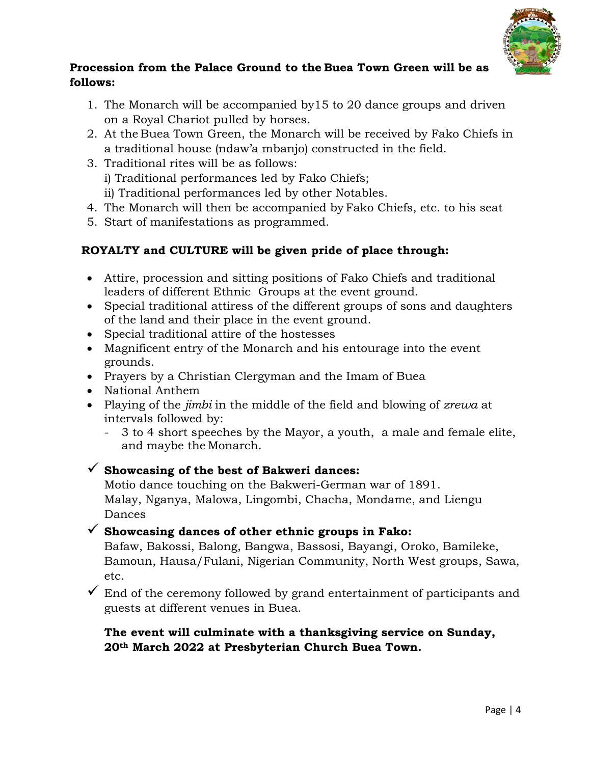**Procession from the Palace Ground to the Buea Town Green will be as follows:**

1. The Monarch will be accompanied by15 to 20 dance groups and driven on a Royal Chariot pulled by horses.
2. At the Buea Town Green, the Monarch will be received by Fako Chiefs in a traditional house (ndaw'a mbanjo) constructed in the field.
3. Traditional rites will be as follows:
   i) Traditional performances led by Fako Chiefs;
   ii) Traditional performances led by other Notables.
4. The Monarch will then be accompanied by Fako Chiefs, etc. to his seat
5. Start of manifestations as programmed.

**ROYALTY and CULTURE will be given pride of place through:**

- Attire, procession and sitting positions of Fako Chiefs and traditional leaders of different Ethnic Groups at the event ground.
- Special traditional attiress of the different groups of sons and daughters of the land and their place in the event ground.
- Special traditional attire of the hostesses
- Magnificent entry of the Monarch and his entourage into the event grounds.
- Prayers by a Christian Clergyman and the Imam of Buea
- National Anthem
- Playing of the *jimbi* in the middle of the field and blowing of *zrewa* at intervals followed by:
  - 3 to 4 short speeches by the Mayor, a youth, a male and female elite, and maybe the Monarch.

✓ **Showcasing of the best of Bakweri dances:**
Motio dance touching on the Bakweri-German war of 1891.
Malay, Nganya, Malowa, Lingombi, Chacha, Mondame, and Liengu Dances

✓ **Showcasing dances of other ethnic groups in Fako:**
Bafaw, Bakossi, Balong, Bangwa, Bassosi, Bayangi, Oroko, Bamileke, Bamoun, Hausa/Fulani, Nigerian Community, North West groups, Sawa, etc.

✓ End of the ceremony followed by grand entertainment of participants and guests at different venues in Buea.

**The event will culminate with a thanksgiving service on Sunday, 20th March 2022 at Presbyterian Church Buea Town.**